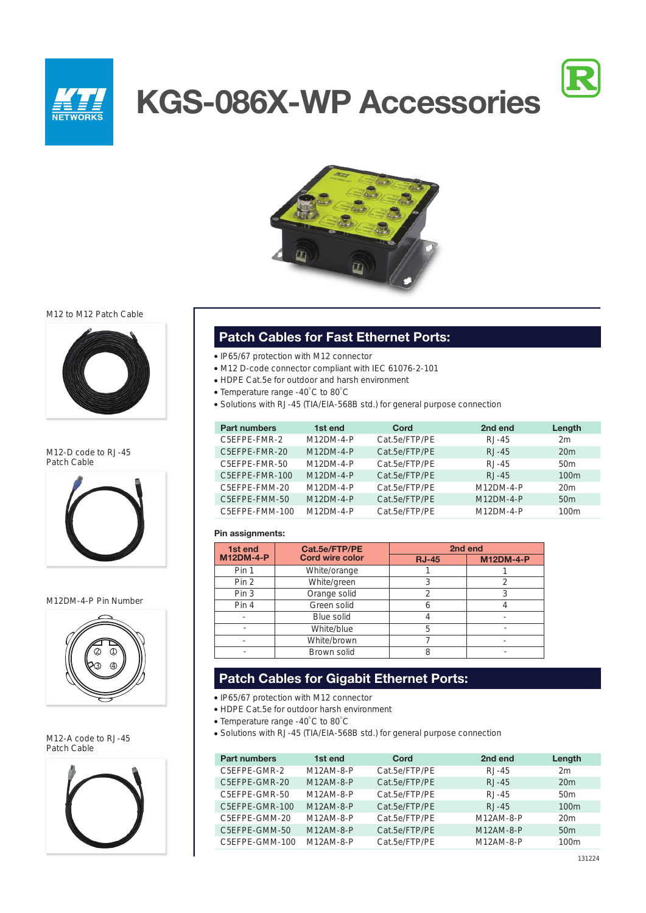# KGS-086X-WP Accessories

M12 to M12 Patch Cable

M12-D code to RJ-45 Patch Cable

M12DM-4-P Pin Number

M12-A code to RJ-45 Patch Cable

## Patch Cables for Fast Ethernet Ports:

- IP65/67 protection with M12 connector
- M12 D-code connector compliant with IEC 61076-2-101
- HDPE Cat.5e for outdoor and harsh environment
- Temperature range -40°C to 80°C
- Solutions with RJ-45 (TIA/EIA-568B std.) for general purpose connection

| Part numbers | 1st end | Cord | 2nd end | Length |
|---|---|---|---|---|
| C5EFPE-FMR-2 | M12DM-4-P | Cat.5e/FTP/PE | RJ-45 | 2m |
| C5EFPE-FMR-20 | M12DM-4-P | Cat.5e/FTP/PE | RJ-45 | 20m |
| C5EFPE-FMR-50 | M12DM-4-P | Cat.5e/FTP/PE | RJ-45 | 50m |
| C5EFPE-FMR-100 | M12DM-4-P | Cat.5e/FTP/PE | RJ-45 | 100m |
| C5EFPE-FMM-20 | M12DM-4-P | Cat.5e/FTP/PE | M12DM-4-P | 20m |
| C5EFPE-FMM-50 | M12DM-4-P | Cat.5e/FTP/PE | M12DM-4-P | 50m |
| C5EFPE-FMM-100 | M12DM-4-P | Cat.5e/FTP/PE | M12DM-4-P | 100m |

**Pin assignments:**

| 1st end M12DM-4-P | Cat.5e/FTP/PE Cord wire color | 2nd end | |
|---|---|---|---|
| | | RJ-45 | M12DM-4-P |
| Pin 1 | White/orange | 1 | 1 |
| Pin 2 | White/green | 3 | 2 |
| Pin 3 | Orange solid | 2 | 3 |
| Pin 4 | Green solid | 6 | 4 |
| - | Blue solid | 4 | - |
| - | White/blue | 5 | - |
| - | White/brown | 7 | - |
| - | Brown solid | 8 | - |

## Patch Cables for Gigabit Ethernet Ports:

- IP65/67 protection with M12 connector
- HDPE Cat.5e for outdoor harsh environment
- Temperature range -40°C to 80°C
- Solutions with RJ-45 (TIA/EIA-568B std.) for general purpose connection

| Part numbers | 1st end | Cord | 2nd end | Length |
|---|---|---|---|---|
| C5EFPE-GMR-2 | M12AM-8-P | Cat.5e/FTP/PE | RJ-45 | 2m |
| C5EFPE-GMR-20 | M12AM-8-P | Cat.5e/FTP/PE | RJ-45 | 20m |
| C5EFPE-GMR-50 | M12AM-8-P | Cat.5e/FTP/PE | RJ-45 | 50m |
| C5EFPE-GMR-100 | M12AM-8-P | Cat.5e/FTP/PE | RJ-45 | 100m |
| C5EFPE-GMM-20 | M12AM-8-P | Cat.5e/FTP/PE | M12AM-8-P | 20m |
| C5EFPE-GMM-50 | M12AM-8-P | Cat.5e/FTP/PE | M12AM-8-P | 50m |
| C5EFPE-GMM-100 | M12AM-8-P | Cat.5e/FTP/PE | M12AM-8-P | 100m |

131224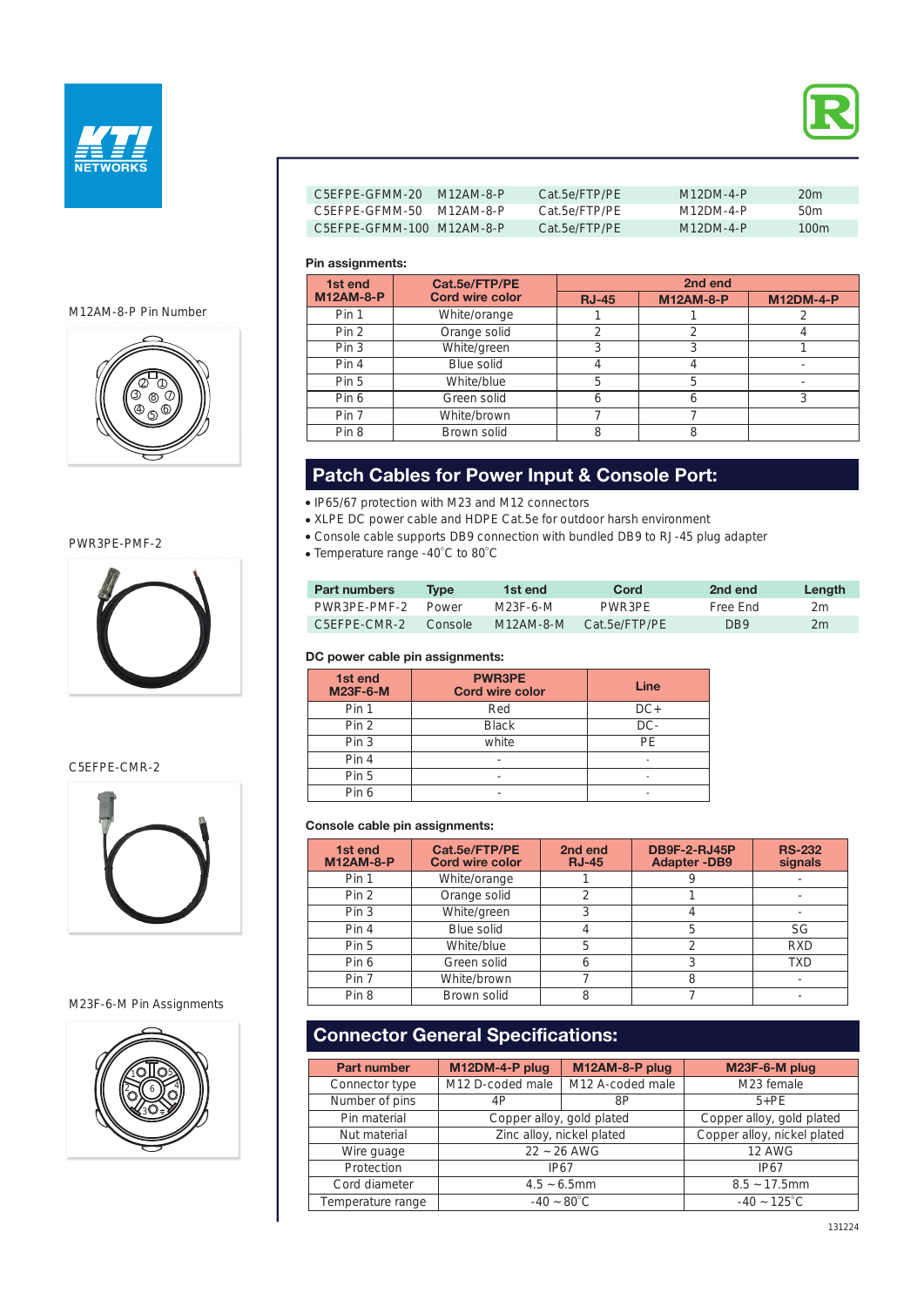| | | | | |
|---|---|---|---|---|
| C5EFPE-GFMM-20 | M12AM-8-P | Cat.5e/FTP/PE | M12DM-4-P | 20m |
| C5EFPE-GFMM-50 | M12AM-8-P | Cat.5e/FTP/PE | M12DM-4-P | 50m |
| C5EFPE-GFMM-100 | M12AM-8-P | Cat.5e/FTP/PE | M12DM-4-P | 100m |

M12AM-8-P Pin Number

**Pin assignments:**

| 1st end M12AM-8-P | Cat.5e/FTP/PE Cord wire color | 2nd end | | |
|---|---|---|---|---|
| | | RJ-45 | M12AM-8-P | M12DM-4-P |
| Pin 1 | White/orange | 1 | 1 | 2 |
| Pin 2 | Orange solid | 2 | 2 | 4 |
| Pin 3 | White/green | 3 | 3 | 1 |
| Pin 4 | Blue solid | 4 | 4 | - |
| Pin 5 | White/blue | 5 | 5 | - |
| Pin 6 | Green solid | 6 | 6 | 3 |
| Pin 7 | White/brown | 7 | 7 | |
| Pin 8 | Brown solid | 8 | 8 | |

PWR3PE-PMF-2

## Patch Cables for Power Input & Console Port:

- IP65/67 protection with M23 and M12 connectors
- XLPE DC power cable and HDPE Cat.5e for outdoor harsh environment
- Console cable supports DB9 connection with bundled DB9 to RJ-45 plug adapter
- Temperature range -40°C to 80°C

| Part numbers | Type | 1st end | Cord | 2nd end | Length |
|---|---|---|---|---|---|
| PWR3PE-PMF-2 | Power | M23F-6-M | PWR3PE | Free End | 2m |
| C5EFPE-CMR-2 | Console | M12AM-8-M | Cat.5e/FTP/PE | DB9 | 2m |

C5EFPE-CMR-2

**DC power cable pin assignments:**

| 1st end M23F-6-M | PWR3PE Cord wire color | Line |
|---|---|---|
| Pin 1 | Red | DC+ |
| Pin 2 | Black | DC- |
| Pin 3 | white | PE |
| Pin 4 | - | - |
| Pin 5 | - | - |
| Pin 6 | - | - |

**Console cable pin assignments:**

| 1st end M12AM-8-P | Cat.5e/FTP/PE Cord wire color | 2nd end RJ-45 | DB9F-2-RJ45P Adapter -DB9 | RS-232 signals |
|---|---|---|---|---|
| Pin 1 | White/orange | 1 | 9 | - |
| Pin 2 | Orange solid | 2 | 1 | - |
| Pin 3 | White/green | 3 | 4 | - |
| Pin 4 | Blue solid | 4 | 5 | SG |
| Pin 5 | White/blue | 5 | 2 | RXD |
| Pin 6 | Green solid | 6 | 3 | TXD |
| Pin 7 | White/brown | 7 | 8 | - |
| Pin 8 | Brown solid | 8 | 7 | - |

M23F-6-M Pin Assignments

## Connector General Specifications:

| Part number | M12DM-4-P plug | M12AM-8-P plug | M23F-6-M plug |
|---|---|---|---|
| Connector type | M12 D-coded male | M12 A-coded male | M23 female |
| Number of pins | 4P | 8P | 5+PE |
| Pin material | Copper alloy, gold plated | | Copper alloy, gold plated |
| Nut material | Zinc alloy, nickel plated | | Copper alloy, nickel plated |
| Wire guage | 22 ~ 26 AWG | | 12 AWG |
| Protection | IP67 | | IP67 |
| Cord diameter | 4.5 ~ 6.5mm | | 8.5 ~ 17.5mm |
| Temperature range | -40 ~ 80°C | | -40 ~ 125°C |

131224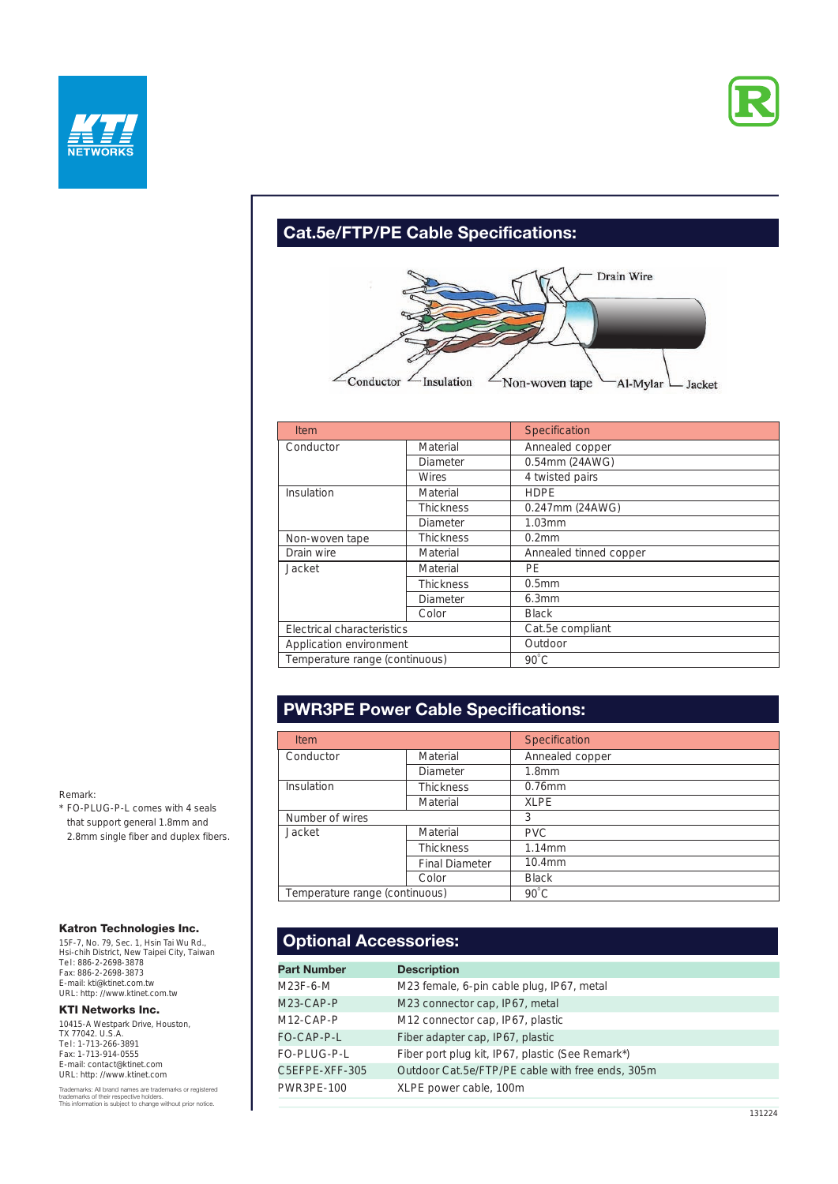## Cat.5e/FTP/PE Cable Specifications:

Drain Wire

Conductor    Insulation    Non-woven tape    Al-Mylar    Jacket

| Item | | Specification |
|---|---|---|
| Conductor | Material | Annealed copper |
| | Diameter | 0.54mm (24AWG) |
| | Wires | 4 twisted pairs |
| Insulation | Material | HDPE |
| | Thickness | 0.247mm (24AWG) |
| | Diameter | 1.03mm |
| Non-woven tape | Thickness | 0.2mm |
| Drain wire | Material | Annealed tinned copper |
| Jacket | Material | PE |
| | Thickness | 0.5mm |
| | Diameter | 6.3mm |
| | Color | Black |
| Electrical characteristics | | Cat.5e compliant |
| Application environment | | Outdoor |
| Temperature range (continuous) | | 90°C |

## PWR3PE Power Cable Specifications:

| Item | | Specification |
|---|---|---|
| Conductor | Material | Annealed copper |
| | Diameter | 1.8mm |
| Insulation | Thickness | 0.76mm |
| | Material | XLPE |
| Number of wires | | 3 |
| Jacket | Material | PVC |
| | Thickness | 1.14mm |
| | Final Diameter | 10.4mm |
| | Color | Black |
| Temperature range (continuous) | | 90°C |

## Optional Accessories:

| Part Number | Description |
|---|---|
| M23F-6-M | M23 female, 6-pin cable plug, IP67, metal |
| M23-CAP-P | M23 connector cap, IP67, metal |
| M12-CAP-P | M12 connector cap, IP67, plastic |
| FO-CAP-P-L | Fiber adapter cap, IP67, plastic |
| FO-PLUG-P-L | Fiber port plug kit, IP67, plastic (See Remark*) |
| C5EFPE-XFF-305 | Outdoor Cat.5e/FTP/PE cable with free ends, 305m |
| PWR3PE-100 | XLPE power cable, 100m |

Remark:
* FO-PLUG-P-L comes with 4 seals that support general 1.8mm and 2.8mm single fiber and duplex fibers.

**Katron Technologies Inc.**
15F-7, No. 79, Sec. 1, Hsin Tai Wu Rd., Hsi-chih District, New Taipei City, Taiwan
Tel: 886-2-2698-3878
Fax: 886-2-2698-3873
E-mail: kti@ktinet.com.tw
URL: http: //www.ktinet.com.tw

**KTI Networks Inc.**
10415-A Westpark Drive, Houston, TX 77042. U.S.A.
Tel: 1-713-266-3891
Fax: 1-713-914-0555
E-mail: contact@ktinet.com
URL: http: //www.ktinet.com

Trademarks: All brand names are trademarks or registered trademarks of their respective holders.
This information is subject to change without prior notice.

131224